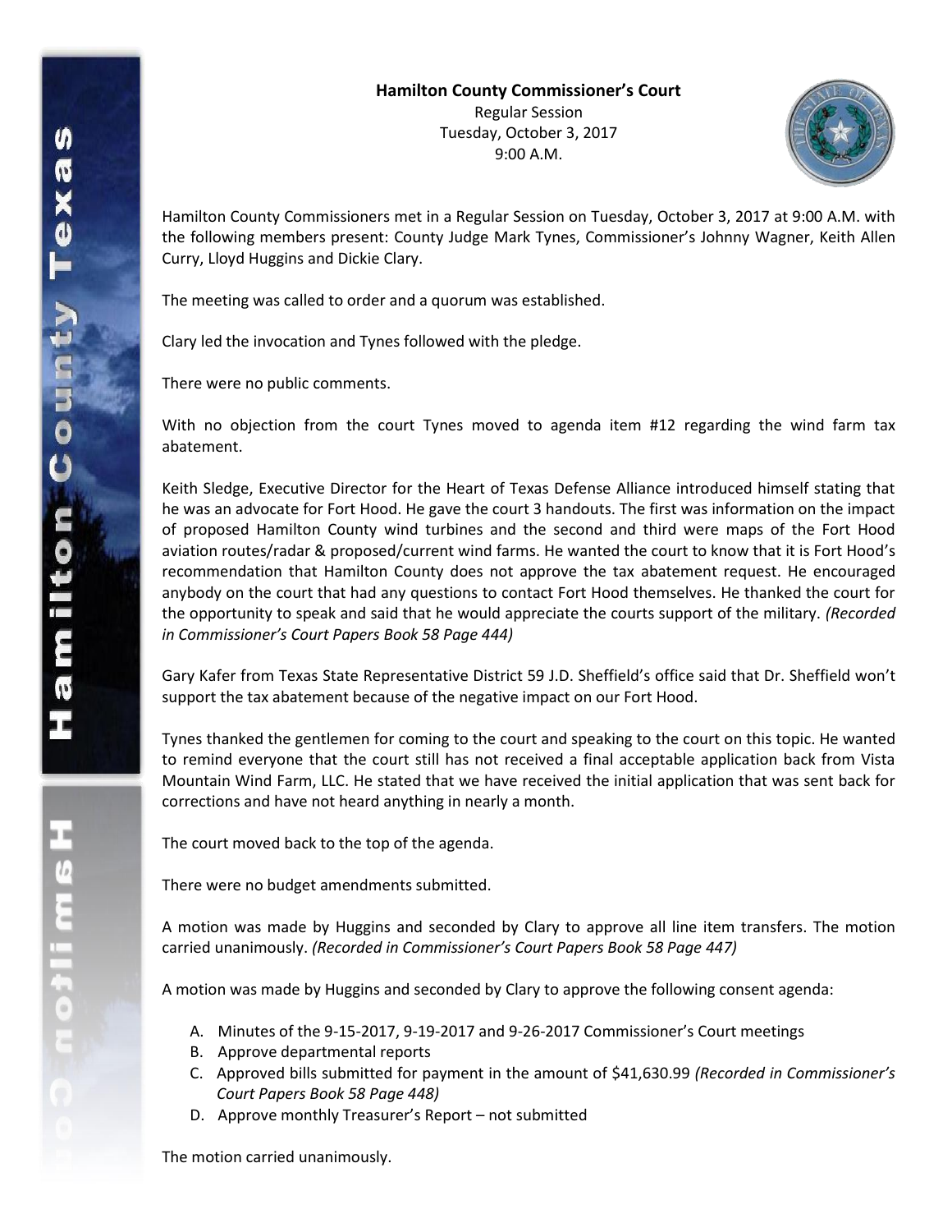**Hamilton County Commissioner's Court**
Regular Session
Tuesday, October 3, 2017
9:00 A.M.

Hamilton County Commissioners met in a Regular Session on Tuesday, October 3, 2017 at 9:00 A.M. with the following members present: County Judge Mark Tynes, Commissioner's Johnny Wagner, Keith Allen Curry, Lloyd Huggins and Dickie Clary.

The meeting was called to order and a quorum was established.

Clary led the invocation and Tynes followed with the pledge.

There were no public comments.

With no objection from the court Tynes moved to agenda item #12 regarding the wind farm tax abatement.

Keith Sledge, Executive Director for the Heart of Texas Defense Alliance introduced himself stating that he was an advocate for Fort Hood. He gave the court 3 handouts. The first was information on the impact of proposed Hamilton County wind turbines and the second and third were maps of the Fort Hood aviation routes/radar & proposed/current wind farms. He wanted the court to know that it is Fort Hood's recommendation that Hamilton County does not approve the tax abatement request. He encouraged anybody on the court that had any questions to contact Fort Hood themselves. He thanked the court for the opportunity to speak and said that he would appreciate the courts support of the military. *(Recorded in Commissioner's Court Papers Book 58 Page 444)*

Gary Kafer from Texas State Representative District 59 J.D. Sheffield's office said that Dr. Sheffield won't support the tax abatement because of the negative impact on our Fort Hood.

Tynes thanked the gentlemen for coming to the court and speaking to the court on this topic. He wanted to remind everyone that the court still has not received a final acceptable application back from Vista Mountain Wind Farm, LLC. He stated that we have received the initial application that was sent back for corrections and have not heard anything in nearly a month.

The court moved back to the top of the agenda.

There were no budget amendments submitted.

A motion was made by Huggins and seconded by Clary to approve all line item transfers. The motion carried unanimously. *(Recorded in Commissioner's Court Papers Book 58 Page 447)*

A motion was made by Huggins and seconded by Clary to approve the following consent agenda:

A. Minutes of the 9-15-2017, 9-19-2017 and 9-26-2017 Commissioner's Court meetings
B. Approve departmental reports
C. Approved bills submitted for payment in the amount of $41,630.99 *(Recorded in Commissioner's Court Papers Book 58 Page 448)*
D. Approve monthly Treasurer's Report – not submitted

The motion carried unanimously.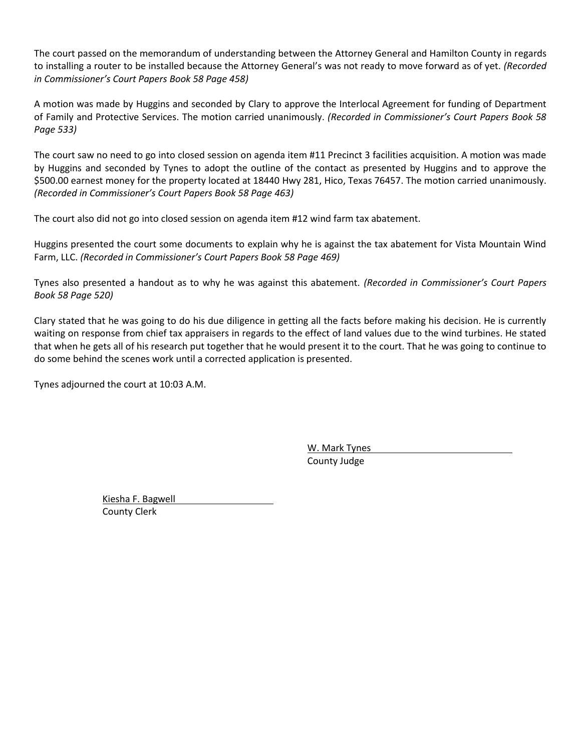The court passed on the memorandum of understanding between the Attorney General and Hamilton County in regards to installing a router to be installed because the Attorney General's was not ready to move forward as of yet. *(Recorded in Commissioner's Court Papers Book 58 Page 458)*

A motion was made by Huggins and seconded by Clary to approve the Interlocal Agreement for funding of Department of Family and Protective Services. The motion carried unanimously. *(Recorded in Commissioner's Court Papers Book 58 Page 533)*

The court saw no need to go into closed session on agenda item #11 Precinct 3 facilities acquisition. A motion was made by Huggins and seconded by Tynes to adopt the outline of the contact as presented by Huggins and to approve the $500.00 earnest money for the property located at 18440 Hwy 281, Hico, Texas 76457. The motion carried unanimously. *(Recorded in Commissioner's Court Papers Book 58 Page 463)*

The court also did not go into closed session on agenda item #12 wind farm tax abatement.

Huggins presented the court some documents to explain why he is against the tax abatement for Vista Mountain Wind Farm, LLC. *(Recorded in Commissioner's Court Papers Book 58 Page 469)*

Tynes also presented a handout as to why he was against this abatement. *(Recorded in Commissioner's Court Papers Book 58 Page 520)*

Clary stated that he was going to do his due diligence in getting all the facts before making his decision. He is currently waiting on response from chief tax appraisers in regards to the effect of land values due to the wind turbines. He stated that when he gets all of his research put together that he would present it to the court. That he was going to continue to do some behind the scenes work until a corrected application is presented.

Tynes adjourned the court at 10:03 A.M.

W. Mark Tynes
County Judge

Kiesha F. Bagwell
County Clerk